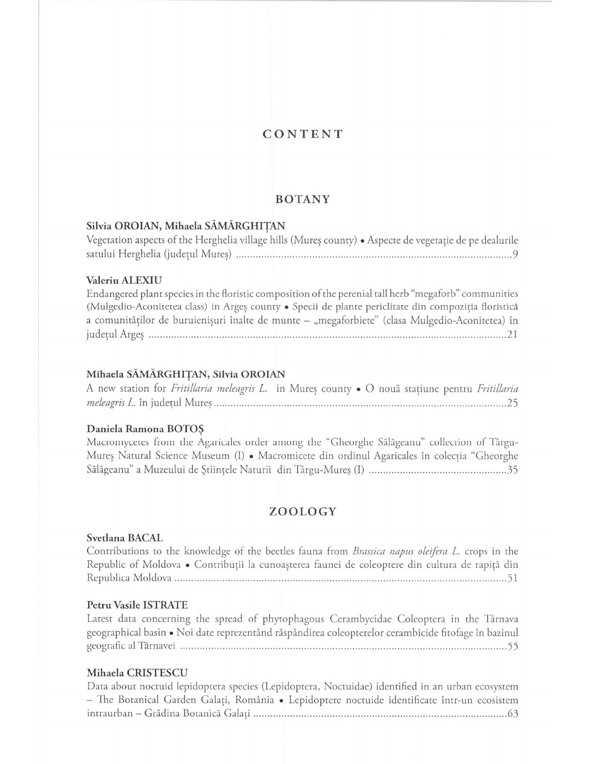# CONTENT

## BOTANY

**Silvia OROIAN, Mihaela SĂMĂRGHIȚAN**

Vegetation aspects of the Herghelia village hills (Mureș county) • Aspecte de vegetație de pe dealurile satului Herghelia (județul Mureș) ..................................................................................................9

**Valeriu ALEXIU**

Endangered plant species in the floristic composition of the perenial tall herb "megaforb" communities (Mulgedio-Aconitetea class) in Argeș county • Specii de plante periclitate din compoziția floristică a comunităților de buruienișuri înalte de munte – „megaforbiete" (clasa Mulgedio-Aconitetea) în județul Argeș ..................................................................................................21

**Mihaela SĂMĂRGHIȚAN, Silvia OROIAN**

A new station for *Fritillaria meleagris L.* in Mureș county • O nouă stațiune pentru *Fritillaria meleagris L.* în județul Mureș..................................................................................................25

**Daniela Ramona BOTOȘ**

Macromycetes from the Agaricales order among the "Gheorghe Sălăgeanu" collection of Târgu-Mureș Natural Science Museum (I) • Macromicete din ordinul Agaricales în colecția "Gheorghe Sălăgeanu" a Muzeului de Științele Naturii din Târgu-Mureș (I) ..................................................35

## ZOOLOGY

**Svetlana BACAL**

Contributions to the knowledge of the beetles fauna from *Brassica napus oleifera L.* crops in the Republic of Moldova • Contribuții la cunoașterea faunei de coleoptere din cultura de rapiță din Republica Moldova ..................................................................................................51

**Petru Vasile ISTRATE**

Latest data concerning the spread of phytophagous Cerambycidae Coleoptera in the Târnava geographical basin • Noi date reprezentând răspândirea coleopterelor cerambicide fitofage în bazinul geografic al Târnavei ..................................................................................................55

**Mihaela CRISTESCU**

Data about noctuid lepidoptera species (Lepidoptera, Noctuidae) identified in an urban ecosystem – The Botanical Garden Galați, România • Lepidoptere noctuide identificate într-un ecosistem intraurban – Grădina Botanică Galați ..................................................................................................63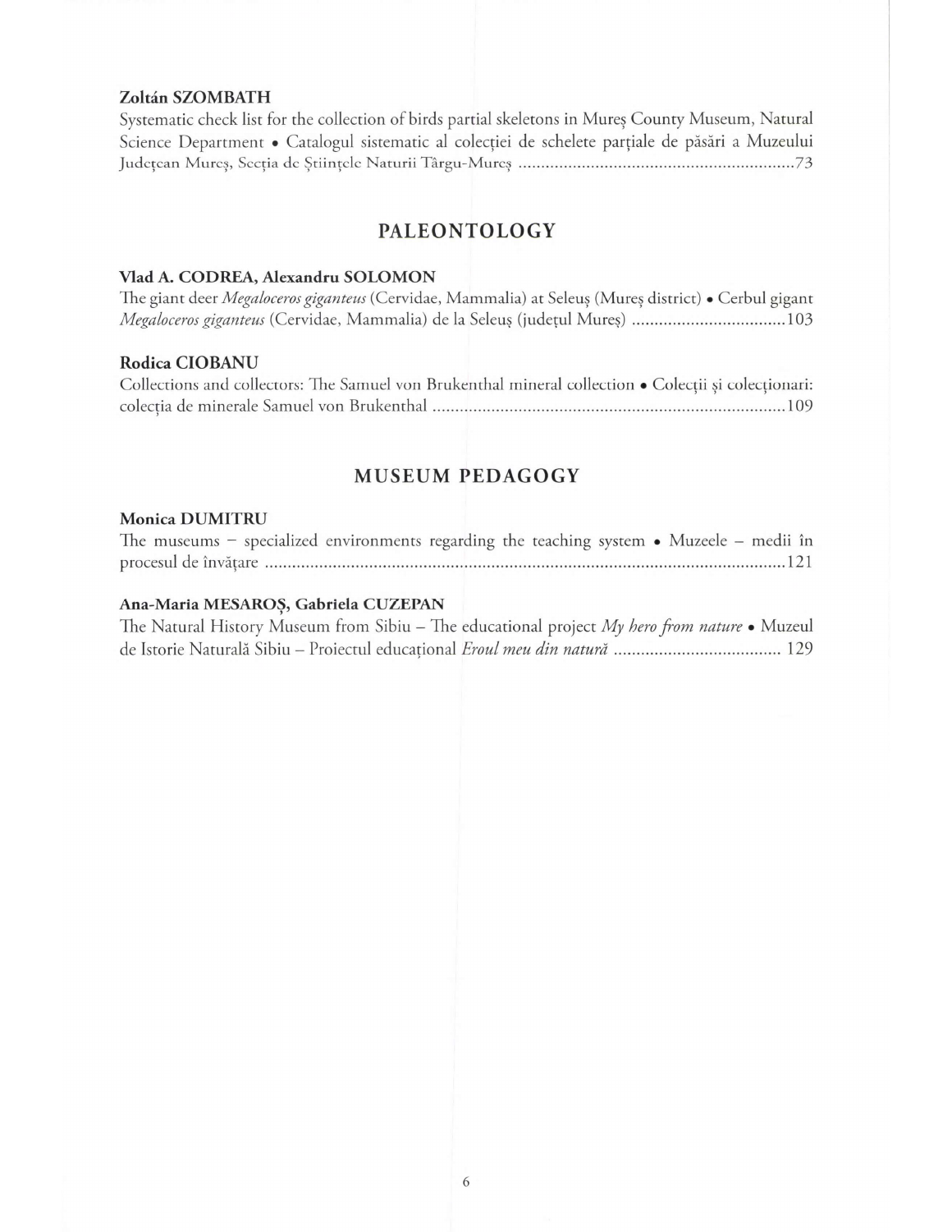**Zoltán SZOMBATH**

Systematic check list for the collection of birds partial skeletons in Mureș County Museum, Natural Science Department • Catalogul sistematic al colecției de schelete parțiale de păsări a Muzeului Județean Mureș, Secția de Științele Naturii Târgu-Mureș ............................................................73

## PALEONTOLOGY

**Vlad A. CODREA, Alexandru SOLOMON**

The giant deer *Megaloceros giganteus* (Cervidae, Mammalia) at Seleuș (Mureș district) • Cerbul gigant *Megaloceros giganteus* (Cervidae, Mammalia) de la Seleuș (județul Mureș) ..................................103

**Rodica CIOBANU**

Collections and collectors: The Samuel von Brukenthal mineral collection • Colecții și colecționari: colecția de minerale Samuel von Brukenthal ............................................................................109

## MUSEUM PEDAGOGY

**Monica DUMITRU**

The museums – specialized environments regarding the teaching system • Muzeele – medii în procesul de învățare ..................................................................................................................121

**Ana-Maria MESAROȘ, Gabriela CUZEPAN**

The Natural History Museum from Sibiu – The educational project *My hero from nature* • Muzeul de Istorie Naturală Sibiu – Proiectul educațional *Eroul meu din natură* .................................... 129